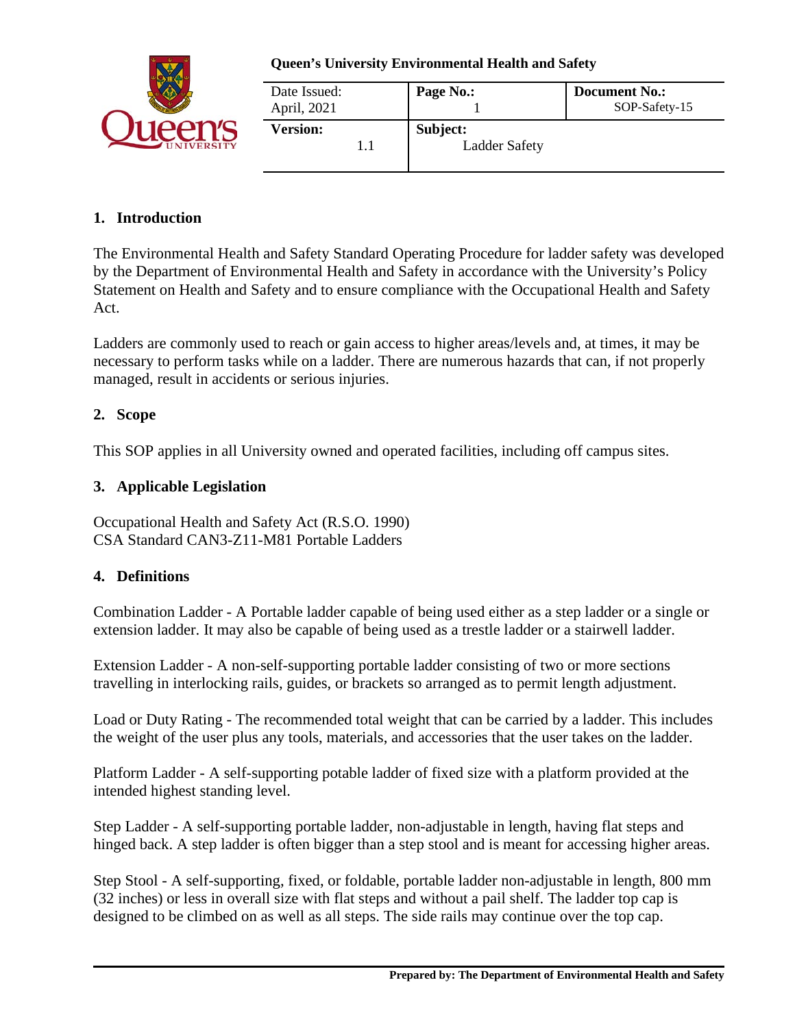**Queen's University Environmental Health and Safety**

| Date Issued: April, 2021 | Page No.: 1 | Document No.: SOP-Safety-15 |
|---|---|---|
| **Version:** 1.1 | **Subject:** Ladder Safety | |

## 1. Introduction

The Environmental Health and Safety Standard Operating Procedure for ladder safety was developed by the Department of Environmental Health and Safety in accordance with the University's Policy Statement on Health and Safety and to ensure compliance with the Occupational Health and Safety Act.

Ladders are commonly used to reach or gain access to higher areas/levels and, at times, it may be necessary to perform tasks while on a ladder. There are numerous hazards that can, if not properly managed, result in accidents or serious injuries.

## 2. Scope

This SOP applies in all University owned and operated facilities, including off campus sites.

## 3. Applicable Legislation

Occupational Health and Safety Act (R.S.O. 1990)
CSA Standard CAN3-Z11-M81 Portable Ladders

## 4. Definitions

Combination Ladder - A Portable ladder capable of being used either as a step ladder or a single or extension ladder. It may also be capable of being used as a trestle ladder or a stairwell ladder.

Extension Ladder - A non-self-supporting portable ladder consisting of two or more sections travelling in interlocking rails, guides, or brackets so arranged as to permit length adjustment.

Load or Duty Rating - The recommended total weight that can be carried by a ladder. This includes the weight of the user plus any tools, materials, and accessories that the user takes on the ladder.

Platform Ladder - A self-supporting potable ladder of fixed size with a platform provided at the intended highest standing level.

Step Ladder - A self-supporting portable ladder, non-adjustable in length, having flat steps and hinged back. A step ladder is often bigger than a step stool and is meant for accessing higher areas.

Step Stool - A self-supporting, fixed, or foldable, portable ladder non-adjustable in length, 800 mm (32 inches) or less in overall size with flat steps and without a pail shelf. The ladder top cap is designed to be climbed on as well as all steps. The side rails may continue over the top cap.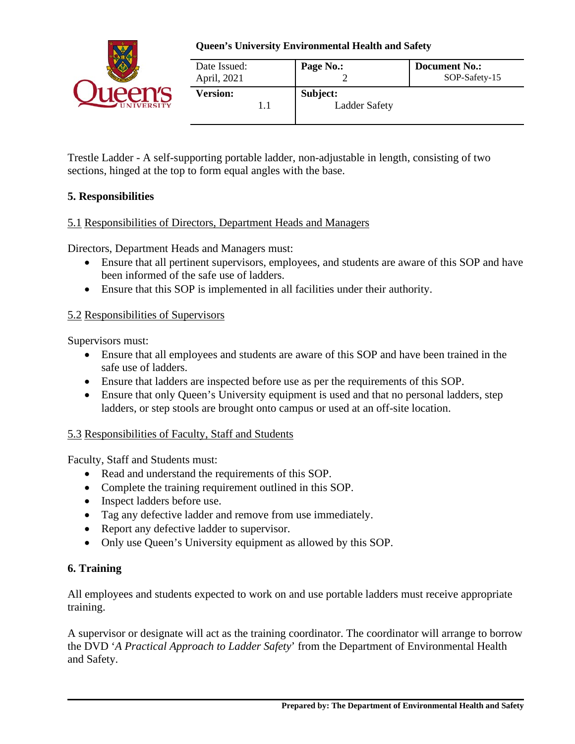Trestle Ladder - A self-supporting portable ladder, non-adjustable in length, consisting of two sections, hinged at the top to form equal angles with the base.

## 5. Responsibilities

### 5.1 Responsibilities of Directors, Department Heads and Managers

Directors, Department Heads and Managers must:

- Ensure that all pertinent supervisors, employees, and students are aware of this SOP and have been informed of the safe use of ladders.
- Ensure that this SOP is implemented in all facilities under their authority.

### 5.2 Responsibilities of Supervisors

Supervisors must:

- Ensure that all employees and students are aware of this SOP and have been trained in the safe use of ladders.
- Ensure that ladders are inspected before use as per the requirements of this SOP.
- Ensure that only Queen's University equipment is used and that no personal ladders, step ladders, or step stools are brought onto campus or used at an off-site location.

### 5.3 Responsibilities of Faculty, Staff and Students

Faculty, Staff and Students must:

- Read and understand the requirements of this SOP.
- Complete the training requirement outlined in this SOP.
- Inspect ladders before use.
- Tag any defective ladder and remove from use immediately.
- Report any defective ladder to supervisor.
- Only use Queen's University equipment as allowed by this SOP.

## 6. Training

All employees and students expected to work on and use portable ladders must receive appropriate training.

A supervisor or designate will act as the training coordinator. The coordinator will arrange to borrow the DVD '*A Practical Approach to Ladder Safety*' from the Department of Environmental Health and Safety.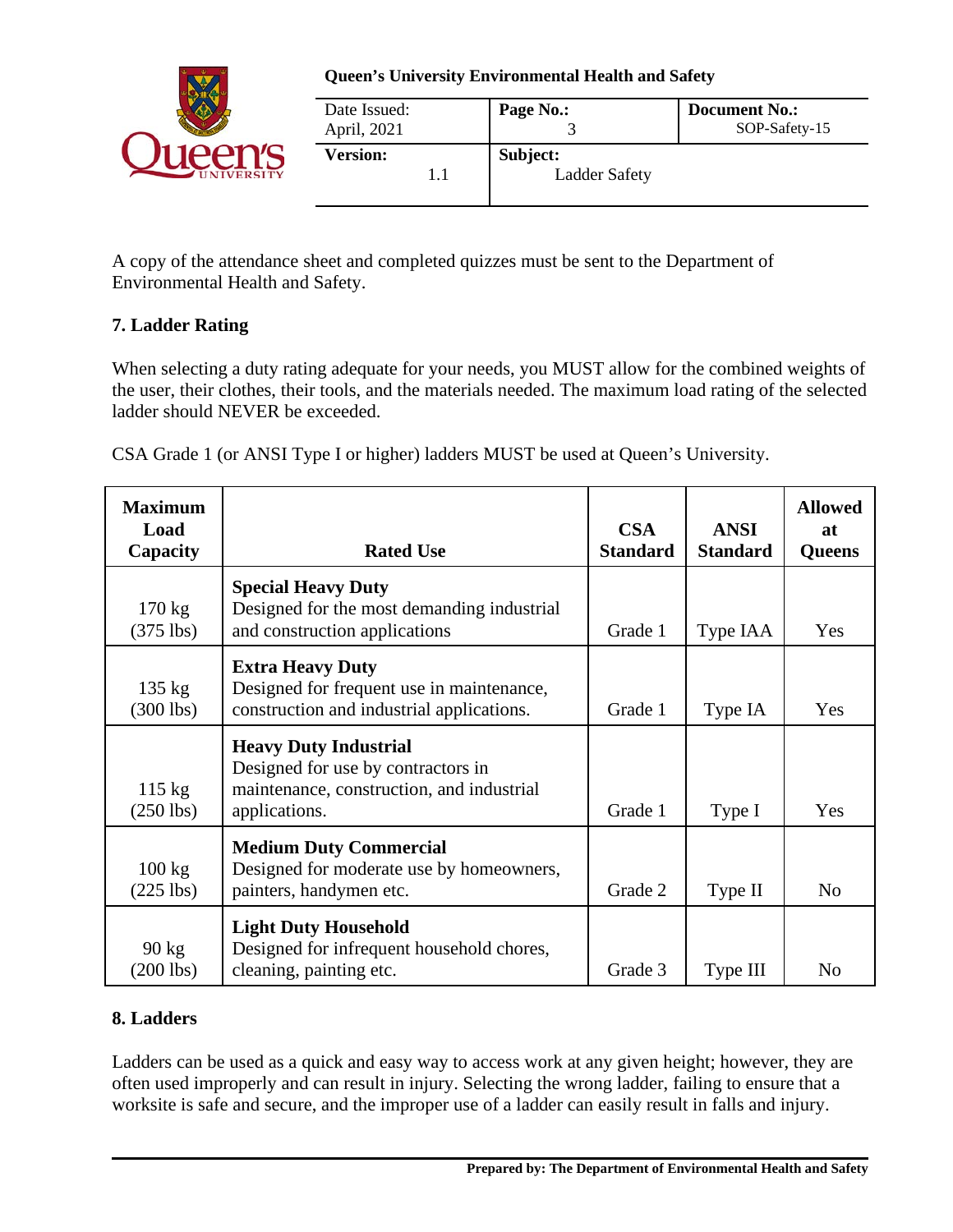A copy of the attendance sheet and completed quizzes must be sent to the Department of Environmental Health and Safety.

## 7. Ladder Rating

When selecting a duty rating adequate for your needs, you MUST allow for the combined weights of the user, their clothes, their tools, and the materials needed. The maximum load rating of the selected ladder should NEVER be exceeded.

CSA Grade 1 (or ANSI Type I or higher) ladders MUST be used at Queen's University.

| Maximum Load Capacity | Rated Use | CSA Standard | ANSI Standard | Allowed at Queens |
|---|---|---|---|---|
| 170 kg (375 lbs) | **Special Heavy Duty** Designed for the most demanding industrial and construction applications | Grade 1 | Type IAA | Yes |
| 135 kg (300 lbs) | **Extra Heavy Duty** Designed for frequent use in maintenance, construction and industrial applications. | Grade 1 | Type IA | Yes |
| 115 kg (250 lbs) | **Heavy Duty Industrial** Designed for use by contractors in maintenance, construction, and industrial applications. | Grade 1 | Type I | Yes |
| 100 kg (225 lbs) | **Medium Duty Commercial** Designed for moderate use by homeowners, painters, handymen etc. | Grade 2 | Type II | No |
| 90 kg (200 lbs) | **Light Duty Household** Designed for infrequent household chores, cleaning, painting etc. | Grade 3 | Type III | No |

## 8. Ladders

Ladders can be used as a quick and easy way to access work at any given height; however, they are often used improperly and can result in injury. Selecting the wrong ladder, failing to ensure that a worksite is safe and secure, and the improper use of a ladder can easily result in falls and injury.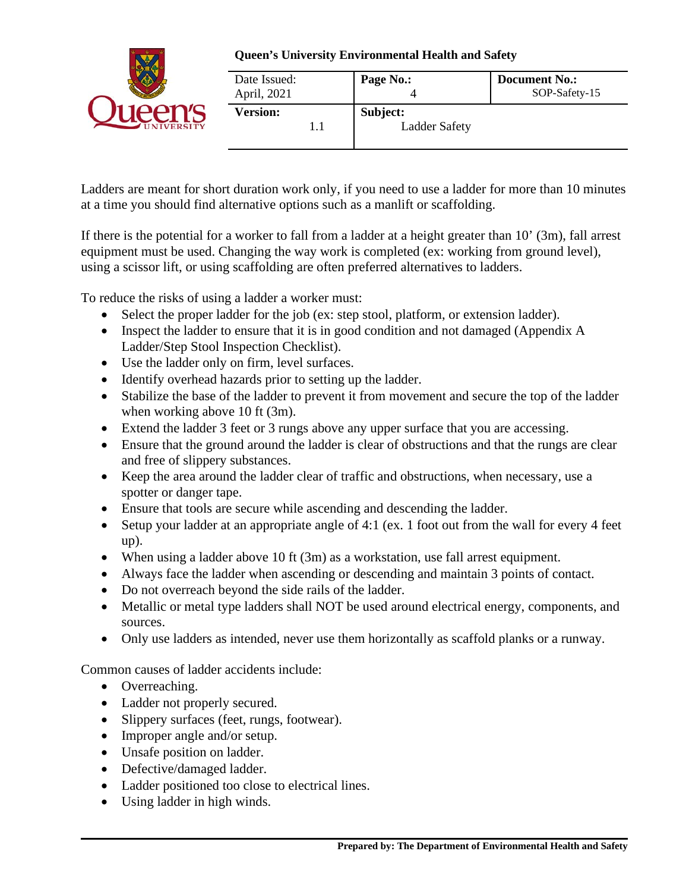Ladders are meant for short duration work only, if you need to use a ladder for more than 10 minutes at a time you should find alternative options such as a manlift or scaffolding.

If there is the potential for a worker to fall from a ladder at a height greater than 10' (3m), fall arrest equipment must be used. Changing the way work is completed (ex: working from ground level), using a scissor lift, or using scaffolding are often preferred alternatives to ladders.

To reduce the risks of using a ladder a worker must:

- Select the proper ladder for the job (ex: step stool, platform, or extension ladder).
- Inspect the ladder to ensure that it is in good condition and not damaged (Appendix A Ladder/Step Stool Inspection Checklist).
- Use the ladder only on firm, level surfaces.
- Identify overhead hazards prior to setting up the ladder.
- Stabilize the base of the ladder to prevent it from movement and secure the top of the ladder when working above 10 ft (3m).
- Extend the ladder 3 feet or 3 rungs above any upper surface that you are accessing.
- Ensure that the ground around the ladder is clear of obstructions and that the rungs are clear and free of slippery substances.
- Keep the area around the ladder clear of traffic and obstructions, when necessary, use a spotter or danger tape.
- Ensure that tools are secure while ascending and descending the ladder.
- Setup your ladder at an appropriate angle of 4:1 (ex. 1 foot out from the wall for every 4 feet up).
- When using a ladder above 10 ft (3m) as a workstation, use fall arrest equipment.
- Always face the ladder when ascending or descending and maintain 3 points of contact.
- Do not overreach beyond the side rails of the ladder.
- Metallic or metal type ladders shall NOT be used around electrical energy, components, and sources.
- Only use ladders as intended, never use them horizontally as scaffold planks or a runway.

Common causes of ladder accidents include:

- Overreaching.
- Ladder not properly secured.
- Slippery surfaces (feet, rungs, footwear).
- Improper angle and/or setup.
- Unsafe position on ladder.
- Defective/damaged ladder.
- Ladder positioned too close to electrical lines.
- Using ladder in high winds.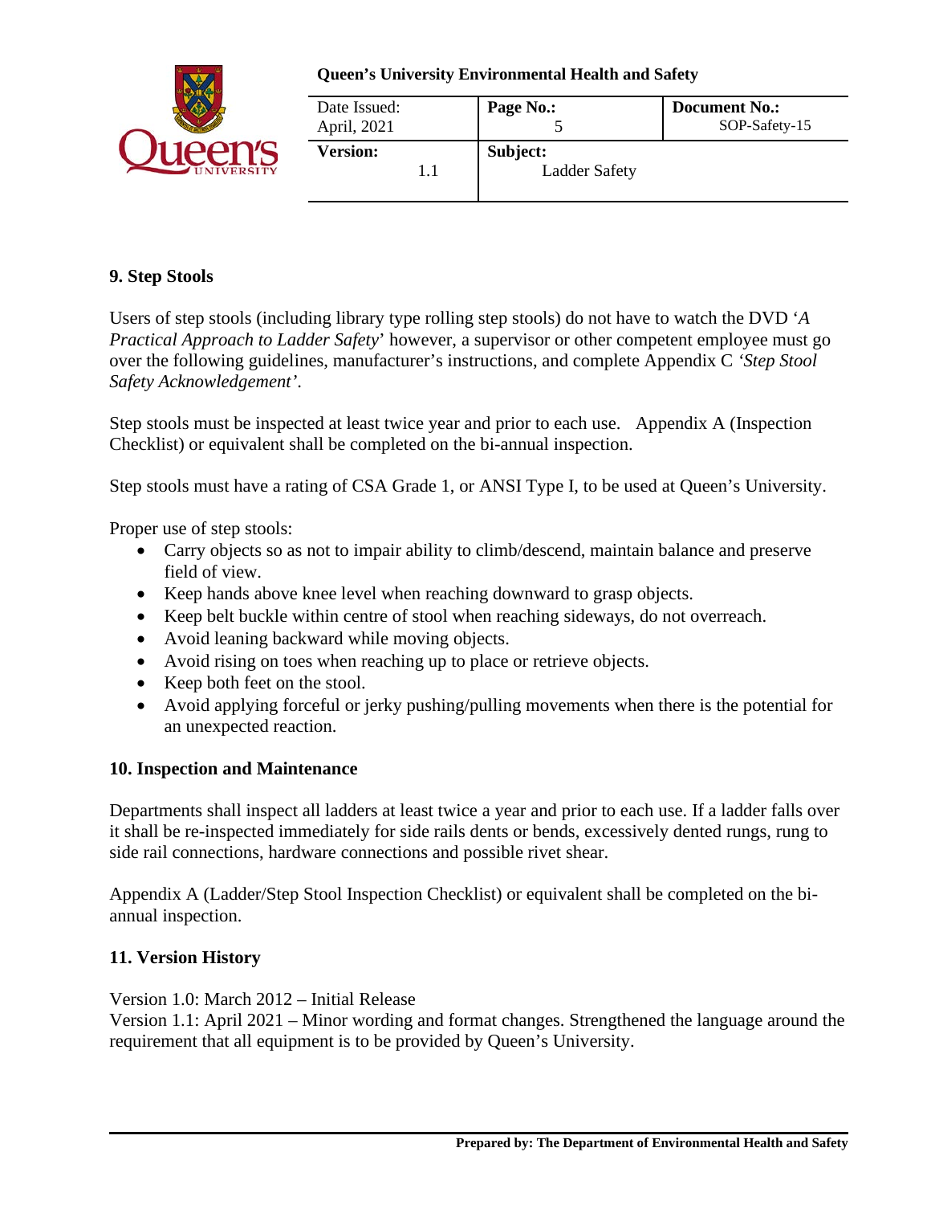## 9. Step Stools

Users of step stools (including library type rolling step stools) do not have to watch the DVD '*A Practical Approach to Ladder Safety*' however, a supervisor or other competent employee must go over the following guidelines, manufacturer's instructions, and complete Appendix C *'Step Stool Safety Acknowledgement'*.

Step stools must be inspected at least twice year and prior to each use. Appendix A (Inspection Checklist) or equivalent shall be completed on the bi-annual inspection.

Step stools must have a rating of CSA Grade 1, or ANSI Type I, to be used at Queen's University.

Proper use of step stools:

- Carry objects so as not to impair ability to climb/descend, maintain balance and preserve field of view.
- Keep hands above knee level when reaching downward to grasp objects.
- Keep belt buckle within centre of stool when reaching sideways, do not overreach.
- Avoid leaning backward while moving objects.
- Avoid rising on toes when reaching up to place or retrieve objects.
- Keep both feet on the stool.
- Avoid applying forceful or jerky pushing/pulling movements when there is the potential for an unexpected reaction.

## 10. Inspection and Maintenance

Departments shall inspect all ladders at least twice a year and prior to each use. If a ladder falls over it shall be re-inspected immediately for side rails dents or bends, excessively dented rungs, rung to side rail connections, hardware connections and possible rivet shear.

Appendix A (Ladder/Step Stool Inspection Checklist) or equivalent shall be completed on the bi-annual inspection.

## 11. Version History

Version 1.0: March 2012 – Initial Release
Version 1.1: April 2021 – Minor wording and format changes. Strengthened the language around the requirement that all equipment is to be provided by Queen's University.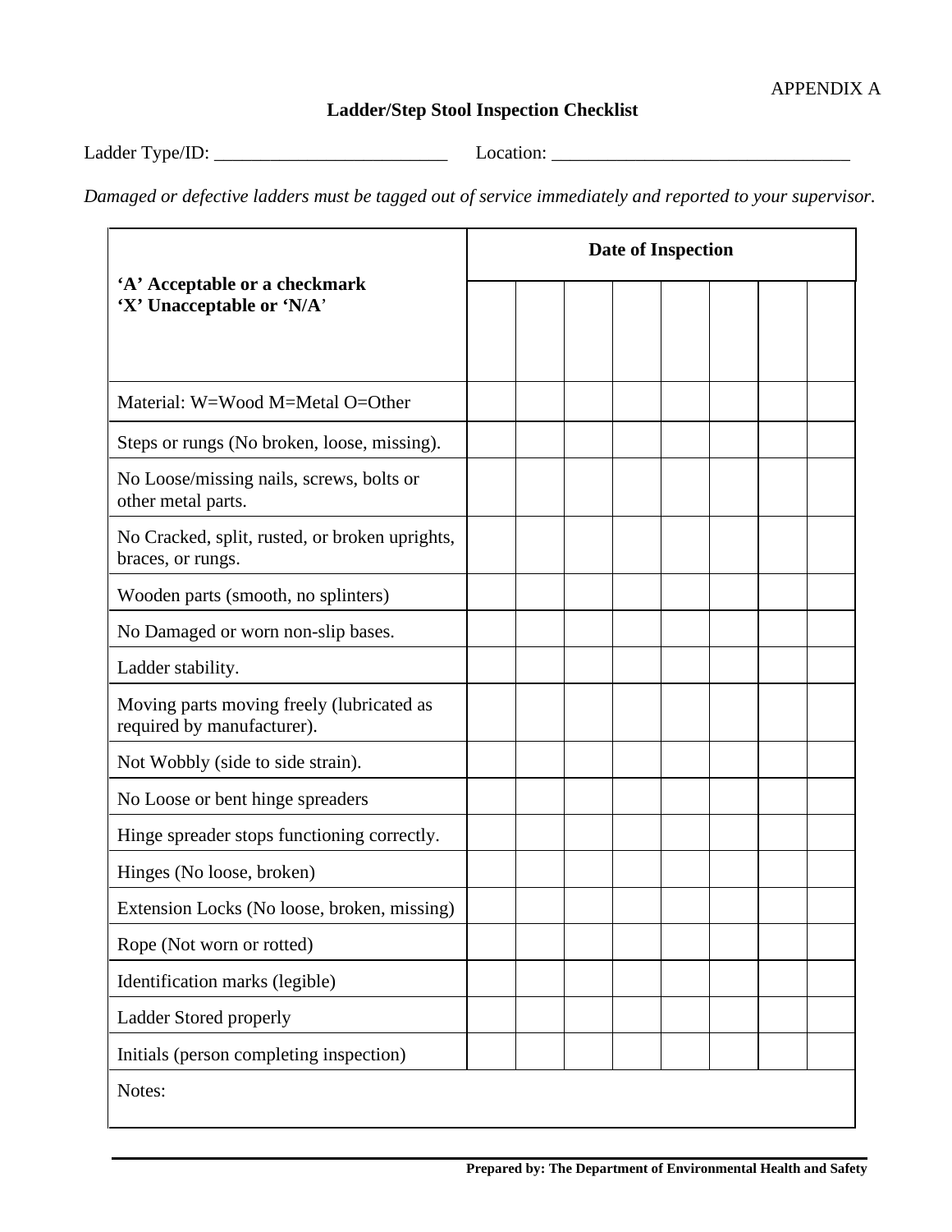APPENDIX A

## Ladder/Step Stool Inspection Checklist

Ladder Type/ID: _________________________ Location: ________________________________

*Damaged or defective ladders must be tagged out of service immediately and reported to your supervisor.*

| **'A' Acceptable or a checkmark**<br>**'X' Unacceptable or 'N/A'** | **Date of Inspection** | | | | | | | |
|---|---|---|---|---|---|---|---|---|
| | | | | | | | | |
| Material: W=Wood M=Metal O=Other | | | | | | | | |
| Steps or rungs (No broken, loose, missing). | | | | | | | | |
| No Loose/missing nails, screws, bolts or other metal parts. | | | | | | | | |
| No Cracked, split, rusted, or broken uprights, braces, or rungs. | | | | | | | | |
| Wooden parts (smooth, no splinters) | | | | | | | | |
| No Damaged or worn non-slip bases. | | | | | | | | |
| Ladder stability. | | | | | | | | |
| Moving parts moving freely (lubricated as required by manufacturer). | | | | | | | | |
| Not Wobbly (side to side strain). | | | | | | | | |
| No Loose or bent hinge spreaders | | | | | | | | |
| Hinge spreader stops functioning correctly. | | | | | | | | |
| Hinges (No loose, broken) | | | | | | | | |
| Extension Locks (No loose, broken, missing) | | | | | | | | |
| Rope (Not worn or rotted) | | | | | | | | |
| Identification marks (legible) | | | | | | | | |
| Ladder Stored properly | | | | | | | | |
| Initials (person completing inspection) | | | | | | | | |
| Notes: | | | | | | | | |

**Prepared by: The Department of Environmental Health and Safety**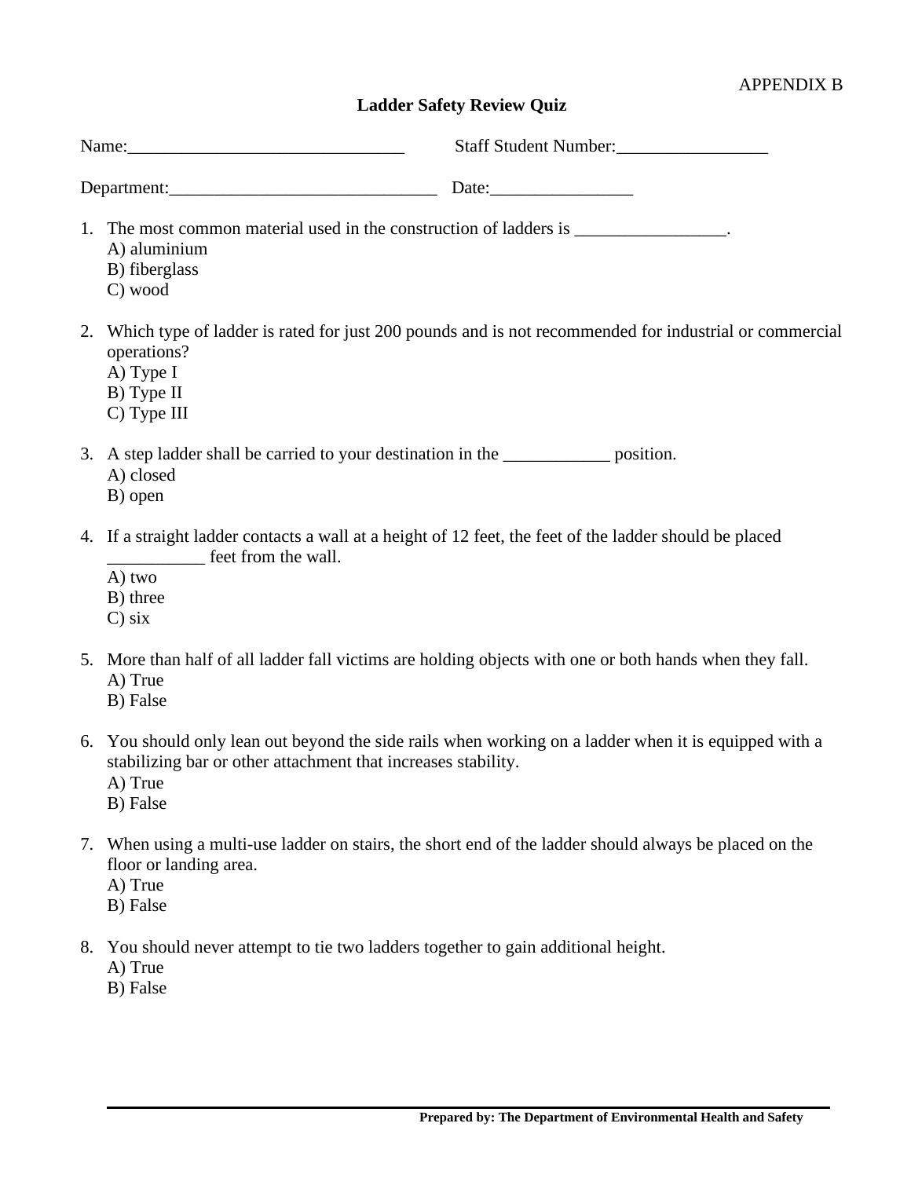APPENDIX B

# Ladder Safety Review Quiz

Name:_______________________________ Staff Student Number:_________________

Department:______________________________ Date:________________

1. The most common material used in the construction of ladders is _________________.
   A) aluminium
   B) fiberglass
   C) wood

2. Which type of ladder is rated for just 200 pounds and is not recommended for industrial or commercial operations?
   A) Type I
   B) Type II
   C) Type III

3. A step ladder shall be carried to your destination in the ____________ position.
   A) closed
   B) open

4. If a straight ladder contacts a wall at a height of 12 feet, the feet of the ladder should be placed ___________ feet from the wall.
   A) two
   B) three
   C) six

5. More than half of all ladder fall victims are holding objects with one or both hands when they fall.
   A) True
   B) False

6. You should only lean out beyond the side rails when working on a ladder when it is equipped with a stabilizing bar or other attachment that increases stability.
   A) True
   B) False

7. When using a multi-use ladder on stairs, the short end of the ladder should always be placed on the floor or landing area.
   A) True
   B) False

8. You should never attempt to tie two ladders together to gain additional height.
   A) True
   B) False

**Prepared by: The Department of Environmental Health and Safety**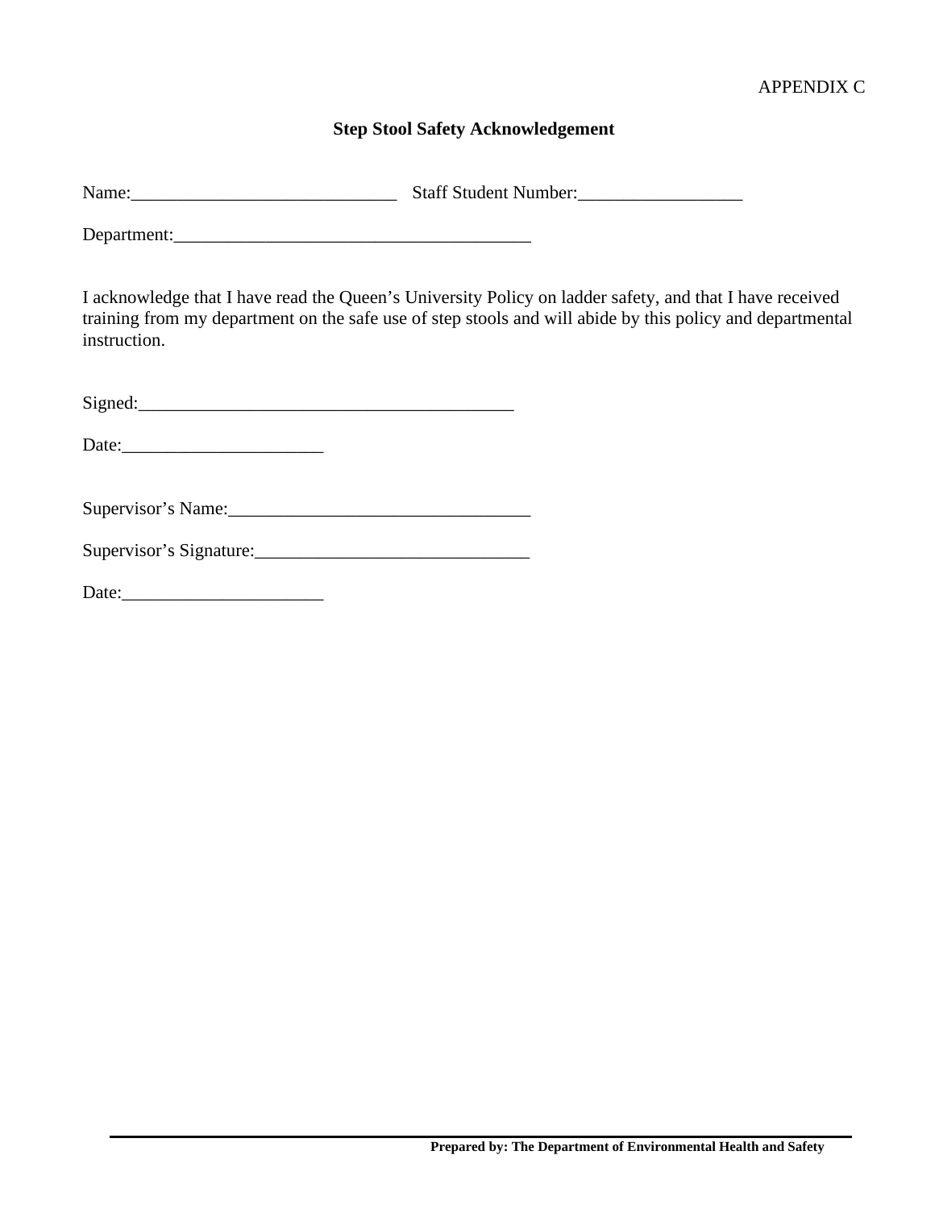APPENDIX C

## Step Stool Safety Acknowledgement

Name:_____________________________ Staff Student Number:_________________

Department:________________________________________

I acknowledge that I have read the Queen's University Policy on ladder safety, and that I have received training from my department on the safe use of step stools and will abide by this policy and departmental instruction.

Signed:_________________________________________

Date:______________________

Supervisor's Name:_________________________________

Supervisor's Signature:_____________________________

Date:______________________

**Prepared by: The Department of Environmental Health and Safety**